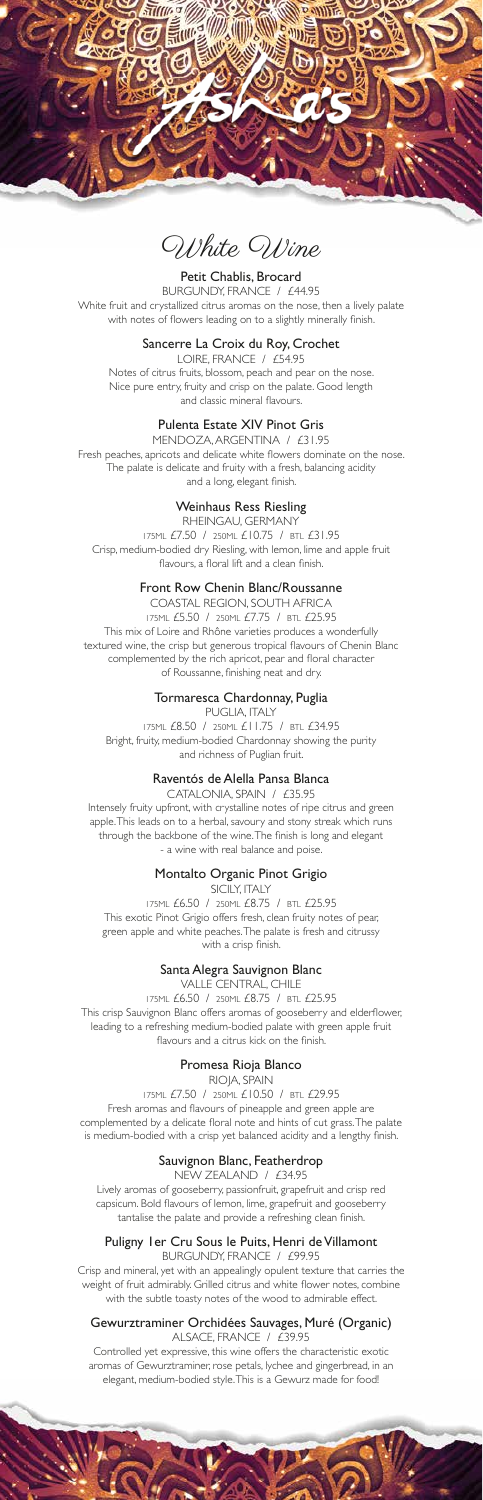# Asha's

## White Wine

### Petit Chablis, Brocard
BURGUNDY, FRANCE / £44.95

White fruit and crystallized citrus aromas on the nose, then a lively palate with notes of flowers leading on to a slightly minerally finish.

### Sancerre La Croix du Roy, Crochet
LOIRE, FRANCE / £54.95

Notes of citrus fruits, blossom, peach and pear on the nose. Nice pure entry, fruity and crisp on the palate. Good length and classic mineral flavours.

### Pulenta Estate XIV Pinot Gris
MENDOZA, ARGENTINA / £31.95

Fresh peaches, apricots and delicate white flowers dominate on the nose. The palate is delicate and fruity with a fresh, balancing acidity and a long, elegant finish.

### Weinhaus Ress Riesling
RHEINGAU, GERMANY

175ML £7.50 / 250ML £10.75 / BTL £31.95

Crisp, medium-bodied dry Riesling, with lemon, lime and apple fruit flavours, a floral lift and a clean finish.

### Front Row Chenin Blanc/Roussanne
COASTAL REGION, SOUTH AFRICA

175ML £5.50 / 250ML £7.75 / BTL £25.95

This mix of Loire and Rhône varieties produces a wonderfully textured wine, the crisp but generous tropical flavours of Chenin Blanc complemented by the rich apricot, pear and floral character of Roussanne, finishing neat and dry.

### Tormaresca Chardonnay, Puglia
PUGLIA, ITALY

175ML £8.50 / 250ML £11.75 / BTL £34.95

Bright, fruity, medium-bodied Chardonnay showing the purity and richness of Puglian fruit.

### Raventós de Alella Pansa Blanca
CATALONIA, SPAIN / £35.95

Intensely fruity upfront, with crystalline notes of ripe citrus and green apple. This leads on to a herbal, savoury and stony streak which runs through the backbone of the wine. The finish is long and elegant - a wine with real balance and poise.

### Montalto Organic Pinot Grigio
SICILY, ITALY

175ML £6.50 / 250ML £8.75 / BTL £25.95

This exotic Pinot Grigio offers fresh, clean fruity notes of pear, green apple and white peaches. The palate is fresh and citrussy with a crisp finish.

### Santa Alegra Sauvignon Blanc
VALLE CENTRAL, CHILE

175ML £6.50 / 250ML £8.75 / BTL £25.95

This crisp Sauvignon Blanc offers aromas of gooseberry and elderflower, leading to a refreshing medium-bodied palate with green apple fruit flavours and a citrus kick on the finish.

### Promesa Rioja Blanco
RIOJA, SPAIN

175ML £7.50 / 250ML £10.50 / BTL £29.95

Fresh aromas and flavours of pineapple and green apple are complemented by a delicate floral note and hints of cut grass. The palate is medium-bodied with a crisp yet balanced acidity and a lengthy finish.

### Sauvignon Blanc, Featherdrop
NEW ZEALAND / £34.95

Lively aromas of gooseberry, passionfruit, grapefruit and crisp red capsicum. Bold flavours of lemon, lime, grapefruit and gooseberry tantalise the palate and provide a refreshing clean finish.

### Puligny 1er Cru Sous le Puits, Henri de Villamont
BURGUNDY, FRANCE / £99.95

Crisp and mineral, yet with an appealingly opulent texture that carries the weight of fruit admirably. Grilled citrus and white flower notes, combine with the subtle toasty notes of the wood to admirable effect.

### Gewurztraminer Orchidées Sauvages, Muré (Organic)
ALSACE, FRANCE / £39.95

Controlled yet expressive, this wine offers the characteristic exotic aromas of Gewurztraminer, rose petals, lychee and gingerbread, in an elegant, medium-bodied style. This is a Gewurz made for food!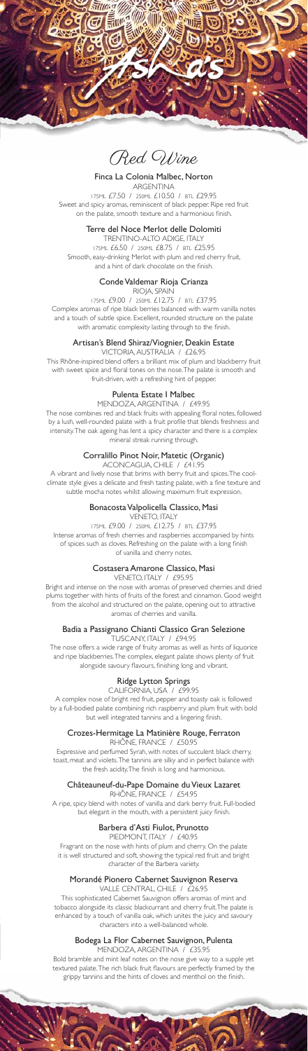# Red Wine

### Finca La Colonia Malbec, Norton

ARGENTINA

175ML £7.50 / 250ML £10.50 / BTL £29.95

Sweet and spicy aromas, reminiscent of black pepper. Ripe red fruit on the palate, smooth texture and a harmonious finish.

### Terre del Noce Merlot delle Dolomiti

TRENTINO-ALTO ADIGE, ITALY

175ML £6.50 / 250ML £8.75 / BTL £25.95

Smooth, easy-drinking Merlot with plum and red cherry fruit, and a hint of dark chocolate on the finish.

### Conde Valdemar Rioja Crianza

RIOJA, SPAIN

175ML £9.00 / 250ML £12.75 / BTL £37.95

Complex aromas of ripe black berries balanced with warm vanilla notes and a touch of subtle spice. Excellent, rounded structure on the palate with aromatic complexity lasting through to the finish.

### Artisan's Blend Shiraz/Viognier, Deakin Estate

VICTORIA, AUSTRALIA / £26.95

This Rhône-inspired blend offers a brilliant mix of plum and blackberry fruit with sweet spice and floral tones on the nose. The palate is smooth and fruit-driven, with a refreshing hint of pepper.

### Pulenta Estate I Malbec

MENDOZA, ARGENTINA / £49.95

The nose combines red and black fruits with appealing floral notes, followed by a lush, well-rounded palate with a fruit profile that blends freshness and intensity. The oak ageing has lent a spicy character and there is a complex mineral streak running through.

### Corralillo Pinot Noir, Matetic (Organic)

ACONCAGUA, CHILE / £41.95

A vibrant and lively nose that brims with berry fruit and spices. The cool-climate style gives a delicate and fresh tasting palate, with a fine texture and subtle mocha notes whilst allowing maximum fruit expression.

### Bonacosta Valpolicella Classico, Masi

VENETO, ITALY

175ML £9.00 / 250ML £12.75 / BTL £37.95

Intense aromas of fresh cherries and raspberries accompanied by hints of spices such as cloves. Refreshing on the palate with a long finish of vanilla and cherry notes.

### Costasera Amarone Classico, Masi

VENETO, ITALY / £95.95

Bright and intense on the nose with aromas of preserved cherries and dried plums together with hints of fruits of the forest and cinnamon. Good weight from the alcohol and structured on the palate, opening out to attractive aromas of cherries and vanilla.

### Badia a Passignano Chianti Classico Gran Selezione

TUSCANY, ITALY / £94.95

The nose offers a wide range of fruity aromas as well as hints of liquorice and ripe blackberries. The complex, elegant palate shows plenty of fruit alongside savoury flavours, finishing long and vibrant.

### Ridge Lytton Springs

CALIFORNIA, USA / £99.95

A complex nose of bright red fruit, pepper and toasty oak is followed by a full-bodied palate combining rich raspberry and plum fruit with bold but well integrated tannins and a lingering finish.

### Crozes-Hermitage La Matinière Rouge, Ferraton

RHÔNE, FRANCE / £50.95

Expressive and perfumed Syrah, with notes of succulent black cherry, toast, meat and violets. The tannins are silky and in perfect balance with the fresh acidity. The finish is long and harmonious.

### Châteauneuf-du-Pape Domaine du Vieux Lazaret

RHÔNE, FRANCE / £54.95

A ripe, spicy blend with notes of vanilla and dark berry fruit. Full-bodied but elegant in the mouth, with a persistent juicy finish.

### Barbera d'Asti Fiulot, Prunotto

PIEDMONT, ITALY / £40.95

Fragrant on the nose with hints of plum and cherry. On the palate it is well structured and soft, showing the typical red fruit and bright character of the Barbera variety.

### Morandé Pionero Cabernet Sauvignon Reserva

VALLE CENTRAL, CHILE / £26.95

This sophisticated Cabernet Sauvignon offers aromas of mint and tobacco alongside its classic blackcurrant and cherry fruit. The palate is enhanced by a touch of vanilla oak, which unites the juicy and savoury characters into a well-balanced whole.

### Bodega La Flor Cabernet Sauvignon, Pulenta

MENDOZA, ARGENTINA / £35.95

Bold bramble and mint leaf notes on the nose give way to a supple yet textured palate. The rich black fruit flavours are perfectly framed by the grippy tannins and the hints of cloves and menthol on the finish.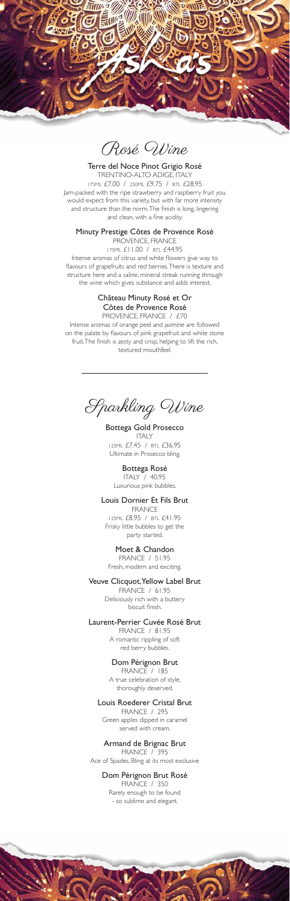# Asha's

## Rosé Wine

### Terre del Noce Pinot Grigio Rosé
TRENTINO-ALTO ADIGE, ITALY
175ML £7.00 / 250ML £9.75 / BTL £28.95
Jam-packed with the ripe strawberry and raspberry fruit you would expect from this variety, but with far more intensity and structure than the norm. The finish is long, lingering and clean, with a fine acidity.

### Minuty Prestige Côtes de Provence Rosé
PROVENCE, FRANCE
175ML £11.00 / BTL £44.95
Intense aromas of citrus and white flowers give way to flavours of grapefruits and red berries. There is texture and structure here and a saline, mineral streak running through the wine which gives substance and adds interest.

### Château Minuty Rosé et Or Côtes de Provence Rosé
PROVENCE, FRANCE / £70
Intense aromas of orange peel and jasmine are followed on the palate by flavours of pink grapefruit and white stone fruit. The finish is zesty and crisp, helping to lift the rich, textured mouthfeel.

---

## Sparkling Wine

### Bottega Gold Prosecco
ITALY
125ML £7.45 / BTL £36.95
Ultimate in Prosecco bling.

### Bottega Rosé
ITALY / 40.95
Luxurious pink bubbles.

### Louis Dornier Et Fils Brut
FRANCE
125ML £8.95 / BTL £41.95
Frisky little bubbles to get the party started.

### Moet & Chandon
FRANCE / 51.95
Fresh, modern and exciting.

### Veuve Clicquot, Yellow Label Brut
FRANCE / 61.95
Deliciously rich with a buttery biscuit finish.

### Laurent-Perrier Cuvée Rosé Brut
FRANCE / 81.95
A romantic rippling of soft red berry bubbles.

### Dom Pérignon Brut
FRANCE / 185
A true celebration of style, thoroughly deserved.

### Louis Roederer Cristal Brut
FRANCE / 295
Green apples dipped in caramel served with cream.

### Armand de Brignac Brut
FRANCE / 395
Ace of Spades. Bling at its most exclusive

### Dom Pérignon Brut Rosé
FRANCE / 350
Rarely enough to be found - so sublime and elegant.